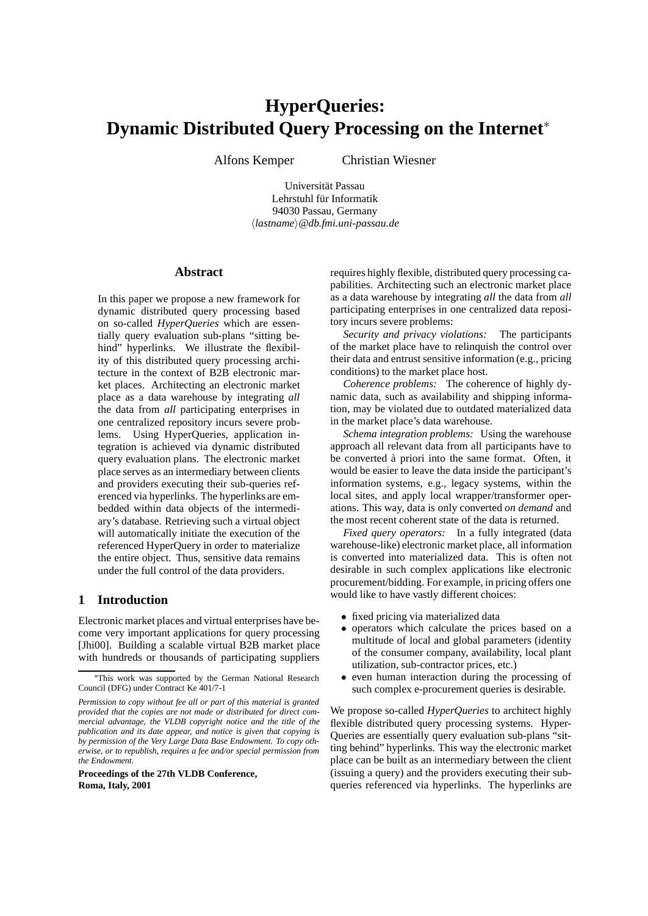# HyperQueries: Dynamic Distributed Query Processing on the Internet*

Alfons Kemper Christian Wiesner

Universität Passau
Lehrstuhl für Informatik
94030 Passau, Germany
⟨*lastname*⟩*@db.fmi.uni-passau.de*

## Abstract

In this paper we propose a new framework for dynamic distributed query processing based on so-called *HyperQueries* which are essentially query evaluation sub-plans "sitting behind" hyperlinks. We illustrate the flexibility of this distributed query processing architecture in the context of B2B electronic market places. Architecting an electronic market place as a data warehouse by integrating *all* the data from *all* participating enterprises in one centralized repository incurs severe problems. Using HyperQueries, application integration is achieved via dynamic distributed query evaluation plans. The electronic market place serves as an intermediary between clients and providers executing their sub-queries referenced via hyperlinks. The hyperlinks are embedded within data objects of the intermediary's database. Retrieving such a virtual object will automatically initiate the execution of the referenced HyperQuery in order to materialize the entire object. Thus, sensitive data remains under the full control of the data providers.

## 1 Introduction

Electronic market places and virtual enterprises have become very important applications for query processing [Jhi00]. Building a scalable virtual B2B market place with hundreds or thousands of participating suppliers requires highly flexible, distributed query processing capabilities. Architecting such an electronic market place as a data warehouse by integrating *all* the data from *all* participating enterprises in one centralized data repository incurs severe problems:

*Security and privacy violations:* The participants of the market place have to relinquish the control over their data and entrust sensitive information (e.g., pricing conditions) to the market place host.

*Coherence problems:* The coherence of highly dynamic data, such as availability and shipping information, may be violated due to outdated materialized data in the market place's data warehouse.

*Schema integration problems:* Using the warehouse approach all relevant data from all participants have to be converted à priori into the same format. Often, it would be easier to leave the data inside the participant's information systems, e.g., legacy systems, within the local sites, and apply local wrapper/transformer operations. This way, data is only converted *on demand* and the most recent coherent state of the data is returned.

*Fixed query operators:* In a fully integrated (data warehouse-like) electronic market place, all information is converted into materialized data. This is often not desirable in such complex applications like electronic procurement/bidding. For example, in pricing offers one would like to have vastly different choices:

- fixed pricing via materialized data
- operators which calculate the prices based on a multitude of local and global parameters (identity of the consumer company, availability, local plant utilization, sub-contractor prices, etc.)
- even human interaction during the processing of such complex e-procurement queries is desirable.

We propose so-called *HyperQueries* to architect highly flexible distributed query processing systems. HyperQueries are essentially query evaluation sub-plans "sitting behind" hyperlinks. This way the electronic market place can be built as an intermediary between the client (issuing a query) and the providers executing their subqueries referenced via hyperlinks. The hyperlinks are

*This work was supported by the German National Research Council (DFG) under Contract Ke 401/7-1

*Permission to copy without fee all or part of this material is granted provided that the copies are not made or distributed for direct commercial advantage, the VLDB copyright notice and the title of the publication and its date appear, and notice is given that copying is by permission of the Very Large Data Base Endowment. To copy otherwise, or to republish, requires a fee and/or special permission from the Endowment.*

**Proceedings of the 27th VLDB Conference, Roma, Italy, 2001**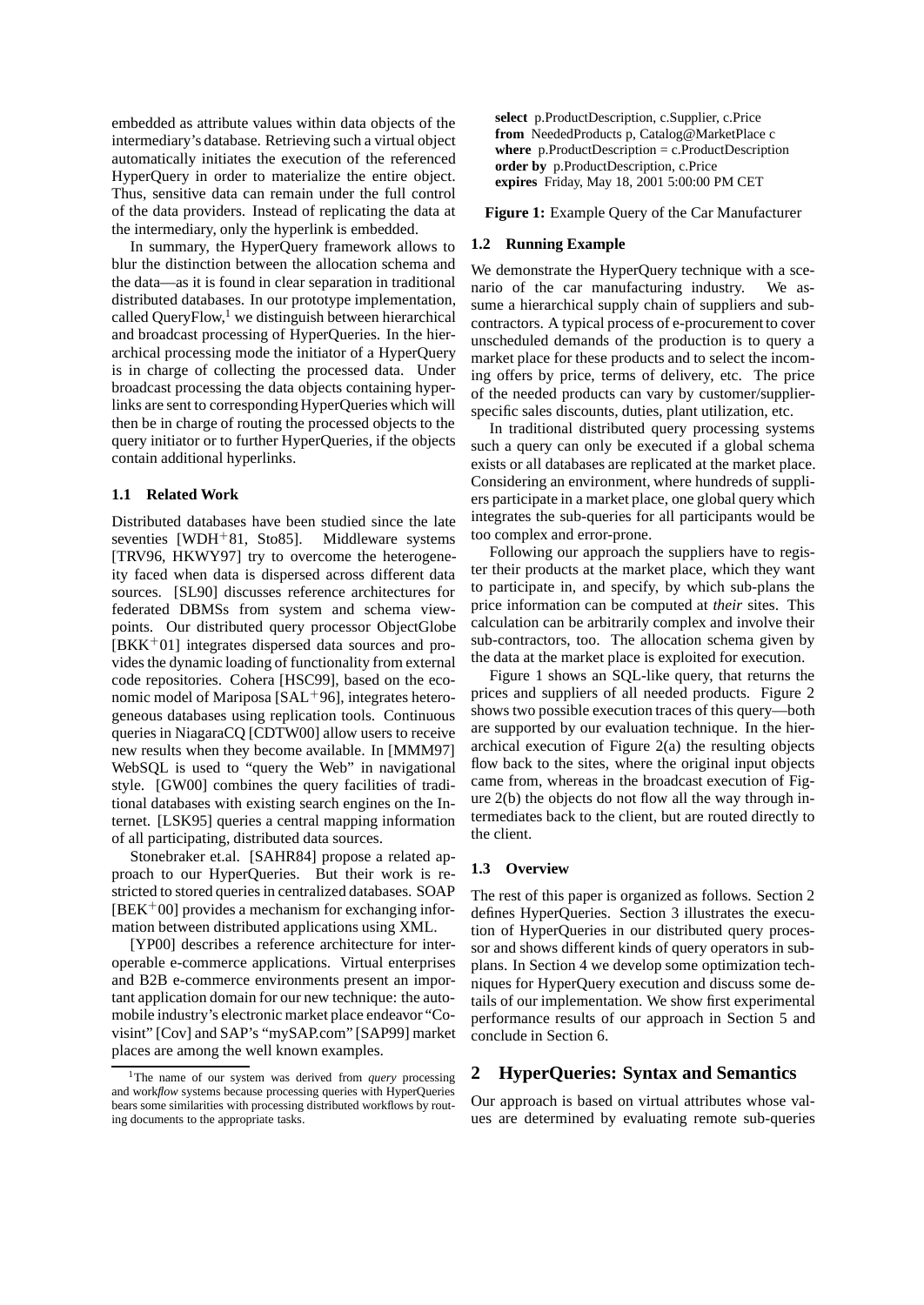embedded as attribute values within data objects of the intermediary's database. Retrieving such a virtual object automatically initiates the execution of the referenced HyperQuery in order to materialize the entire object. Thus, sensitive data can remain under the full control of the data providers. Instead of replicating the data at the intermediary, only the hyperlink is embedded.

In summary, the HyperQuery framework allows to blur the distinction between the allocation schema and the data—as it is found in clear separation in traditional distributed databases. In our prototype implementation, called QueryFlow,[1] we distinguish between hierarchical and broadcast processing of HyperQueries. In the hierarchical processing mode the initiator of a HyperQuery is in charge of collecting the processed data. Under broadcast processing the data objects containing hyperlinks are sent to corresponding HyperQueries which will then be in charge of routing the processed objects to the query initiator or to further HyperQueries, if the objects contain additional hyperlinks.

### 1.1 Related Work

Distributed databases have been studied since the late seventies [WDH+81, Sto85]. Middleware systems [TRV96, HKWY97] try to overcome the heterogeneity faced when data is dispersed across different data sources. [SL90] discusses reference architectures for federated DBMSs from system and schema viewpoints. Our distributed query processor ObjectGlobe [BKK+01] integrates dispersed data sources and provides the dynamic loading of functionality from external code repositories. Cohera [HSC99], based on the economic model of Mariposa [SAL+96], integrates heterogeneous databases using replication tools. Continuous queries in NiagaraCQ [CDTW00] allow users to receive new results when they become available. In [MMM97] WebSQL is used to "query the Web" in navigational style. [GW00] combines the query facilities of traditional databases with existing search engines on the Internet. [LSK95] queries a central mapping information of all participating, distributed data sources.

Stonebraker et.al. [SAHR84] propose a related approach to our HyperQueries. But their work is restricted to stored queries in centralized databases. SOAP [BEK+00] provides a mechanism for exchanging information between distributed applications using XML.

[YP00] describes a reference architecture for interoperable e-commerce applications. Virtual enterprises and B2B e-commerce environments present an important application domain for our new technique: the automobile industry's electronic market place endeavor "Covisint" [Cov] and SAP's "mySAP.com" [SAP99] market places are among the well known examples.

[1] The name of our system was derived from *query* processing and work*flow* systems because processing queries with HyperQueries bears some similarities with processing distributed workflows by routing documents to the appropriate tasks.

```
select   p.ProductDescription, c.Supplier, c.Price
from     NeededProducts p, Catalog@MarketPlace c
where    p.ProductDescription = c.ProductDescription
order by p.ProductDescription, c.Price
expires  Friday, May 18, 2001 5:00:00 PM CET
```

**Figure 1:** Example Query of the Car Manufacturer

### 1.2 Running Example

We demonstrate the HyperQuery technique with a scenario of the car manufacturing industry. We assume a hierarchical supply chain of suppliers and subcontractors. A typical process of e-procurement to cover unscheduled demands of the production is to query a market place for these products and to select the incoming offers by price, terms of delivery, etc. The price of the needed products can vary by customer/supplier-specific sales discounts, duties, plant utilization, etc.

In traditional distributed query processing systems such a query can only be executed if a global schema exists or all databases are replicated at the market place. Considering an environment, where hundreds of suppliers participate in a market place, one global query which integrates the sub-queries for all participants would be too complex and error-prone.

Following our approach the suppliers have to register their products at the market place, which they want to participate in, and specify, by which sub-plans the price information can be computed at *their* sites. This calculation can be arbitrarily complex and involve their sub-contractors, too. The allocation schema given by the data at the market place is exploited for execution.

Figure 1 shows an SQL-like query, that returns the prices and suppliers of all needed products. Figure 2 shows two possible execution traces of this query—both are supported by our evaluation technique. In the hierarchical execution of Figure 2(a) the resulting objects flow back to the sites, where the original input objects came from, whereas in the broadcast execution of Figure 2(b) the objects do not flow all the way through intermediates back to the client, but are routed directly to the client.

### 1.3 Overview

The rest of this paper is organized as follows. Section 2 defines HyperQueries. Section 3 illustrates the execution of HyperQueries in our distributed query processor and shows different kinds of query operators in subplans. In Section 4 we develop some optimization techniques for HyperQuery execution and discuss some details of our implementation. We show first experimental performance results of our approach in Section 5 and conclude in Section 6.

## 2 HyperQueries: Syntax and Semantics

Our approach is based on virtual attributes whose values are determined by evaluating remote sub-queries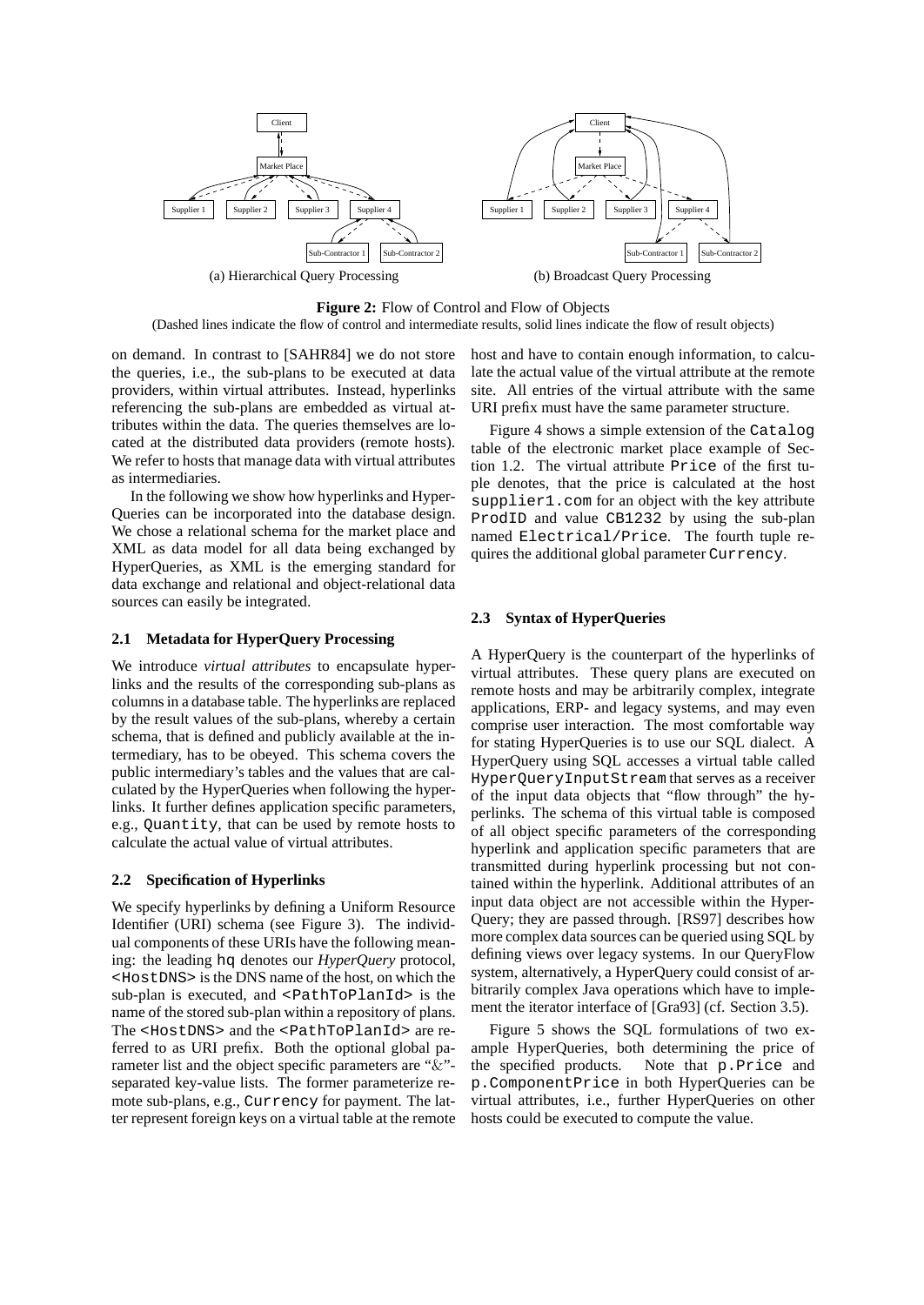Client

Market Place

Supplier 1 Supplier 2 Supplier 3 Supplier 4

Sub-Contractor 1 Sub-Contractor 2

(a) Hierarchical Query Processing

Client

Market Place

Supplier 1 Supplier 2 Supplier 3 Supplier 4

Sub-Contractor 1 Sub-Contractor 2

(b) Broadcast Query Processing

**Figure 2:** Flow of Control and Flow of Objects
(Dashed lines indicate the flow of control and intermediate results, solid lines indicate the flow of result objects)

on demand. In contrast to [SAHR84] we do not store the queries, i.e., the sub-plans to be executed at data providers, within virtual attributes. Instead, hyperlinks referencing the sub-plans are embedded as virtual attributes within the data. The queries themselves are located at the distributed data providers (remote hosts). We refer to hosts that manage data with virtual attributes as intermediaries.

In the following we show how hyperlinks and HyperQueries can be incorporated into the database design. We chose a relational schema for the market place and XML as data model for all data being exchanged by HyperQueries, as XML is the emerging standard for data exchange and relational and object-relational data sources can easily be integrated.

### 2.1 Metadata for HyperQuery Processing

We introduce *virtual attributes* to encapsulate hyperlinks and the results of the corresponding sub-plans as columns in a database table. The hyperlinks are replaced by the result values of the sub-plans, whereby a certain schema, that is defined and publicly available at the intermediary, has to be obeyed. This schema covers the public intermediary's tables and the values that are calculated by the HyperQueries when following the hyperlinks. It further defines application specific parameters, e.g., `Quantity`, that can be used by remote hosts to calculate the actual value of virtual attributes.

### 2.2 Specification of Hyperlinks

We specify hyperlinks by defining a Uniform Resource Identifier (URI) schema (see Figure 3). The individual components of these URIs have the following meaning: the leading `hq` denotes our *HyperQuery* protocol, `<HostDNS>` is the DNS name of the host, on which the sub-plan is executed, and `<PathToPlanId>` is the name of the stored sub-plan within a repository of plans. The `<HostDNS>` and the `<PathToPlanId>` are referred to as URI prefix. Both the optional global parameter list and the object specific parameters are "&"-separated key-value lists. The former parameterize remote sub-plans, e.g., `Currency` for payment. The latter represent foreign keys on a virtual table at the remote host and have to contain enough information, to calculate the actual value of the virtual attribute at the remote site. All entries of the virtual attribute with the same URI prefix must have the same parameter structure.

Figure 4 shows a simple extension of the `Catalog` table of the electronic market place example of Section 1.2. The virtual attribute `Price` of the first tuple denotes, that the price is calculated at the host `supplier1.com` for an object with the key attribute `ProdID` and value `CB1232` by using the sub-plan named `Electrical/Price`. The fourth tuple requires the additional global parameter `Currency`.

### 2.3 Syntax of HyperQueries

A HyperQuery is the counterpart of the hyperlinks of virtual attributes. These query plans are executed on remote hosts and may be arbitrarily complex, integrate applications, ERP- and legacy systems, and may even comprise user interaction. The most comfortable way for stating HyperQueries is to use our SQL dialect. A HyperQuery using SQL accesses a virtual table called `HyperQueryInputStream` that serves as a receiver of the input data objects that "flow through" the hyperlinks. The schema of this virtual table is composed of all object specific parameters of the corresponding hyperlink and application specific parameters that are transmitted during hyperlink processing but not contained within the hyperlink. Additional attributes of an input data object are not accessible within the HyperQuery; they are passed through. [RS97] describes how more complex data sources can be queried using SQL by defining views over legacy systems. In our QueryFlow system, alternatively, a HyperQuery could consist of arbitrarily complex Java operations which have to implement the iterator interface of [Gra93] (cf. Section 3.5).

Figure 5 shows the SQL formulations of two example HyperQueries, both determining the price of the specified products. Note that `p.Price` and `p.ComponentPrice` in both HyperQueries can be virtual attributes, i.e., further HyperQueries on other hosts could be executed to compute the value.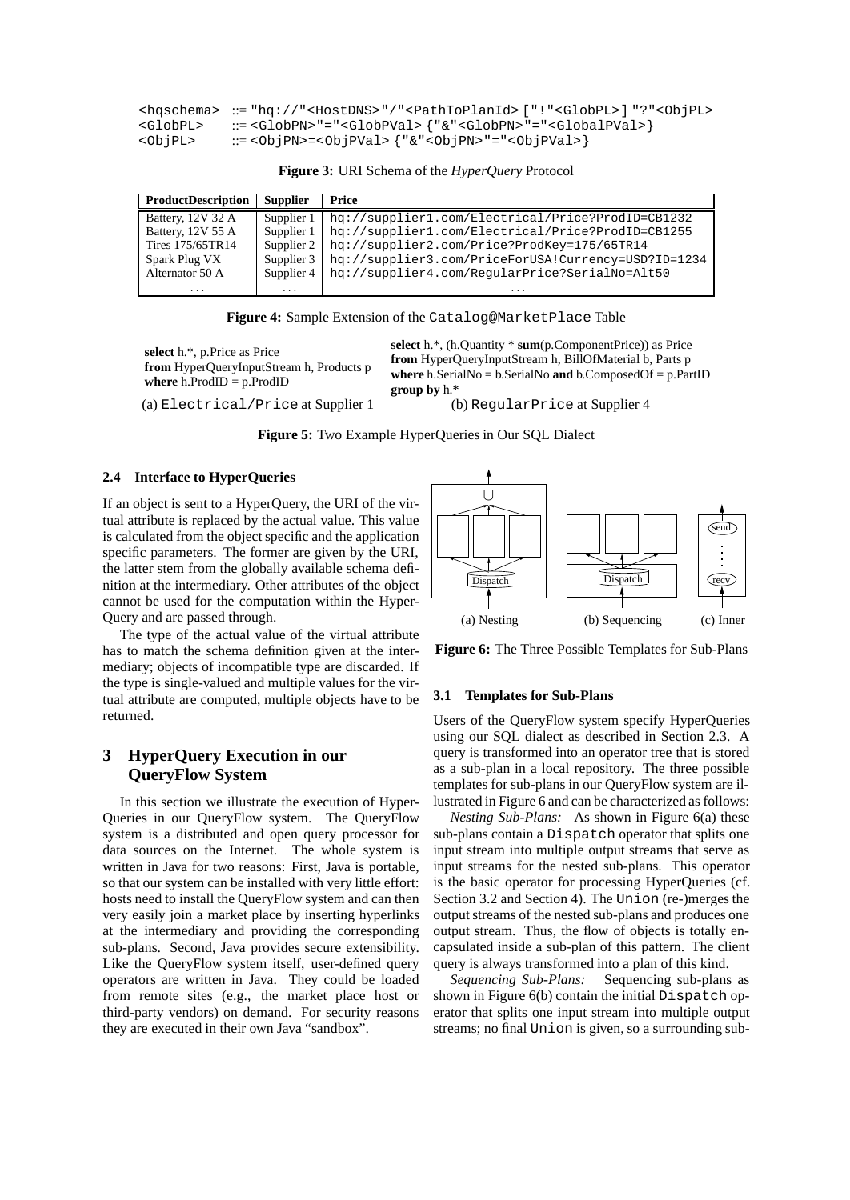```
<hqschema>  ::= "hq://"<HostDNS>"/"<PathToPlanId> ["!"<GlobPL>] "?"<ObjPL>
<GlobPL>    ::= <GlobPN>"="<GlobPVal> {"&"<GlobPN>"="<GlobalPVal>}
<ObjPL>     ::= <ObjPN>=<ObjPVal> {"&"<ObjPN>"="<ObjPVal>}
```

**Figure 3:** URI Schema of the *HyperQuery* Protocol

| ProductDescription | Supplier | Price |
|---|---|---|
| Battery, 12V 32 A | Supplier 1 | hq://supplier1.com/Electrical/Price?ProdID=CB1232 |
| Battery, 12V 55 A | Supplier 1 | hq://supplier1.com/Electrical/Price?ProdID=CB1255 |
| Tires 175/65TR14 | Supplier 2 | hq://supplier2.com/Price?ProdKey=175/65TR14 |
| Spark Plug VX | Supplier 3 | hq://supplier3.com/PriceForUSA!Currency=USD?ID=1234 |
| Alternator 50 A | Supplier 4 | hq://supplier4.com/RegularPrice?SerialNo=Alt50 |
| ... | ... | ... |

**Figure 4:** Sample Extension of the Catalog@MarketPlace Table

**select** h.*, p.Price as Price
**from** HyperQueryInputStream h, Products p
**where** h.ProdID = p.ProdID

(a) Electrical/Price at Supplier 1

**select** h.*, (h.Quantity * **sum**(p.ComponentPrice)) as Price
**from** HyperQueryInputStream h, BillOfMaterial b, Parts p
**where** h.SerialNo = b.SerialNo **and** b.ComposedOf = p.PartID
**group by** h.*

(b) RegularPrice at Supplier 4

**Figure 5:** Two Example HyperQueries in Our SQL Dialect

### 2.4 Interface to HyperQueries

If an object is sent to a HyperQuery, the URI of the virtual attribute is replaced by the actual value. This value is calculated from the object specific and the application specific parameters. The former are given by the URI, the latter stem from the globally available schema definition at the intermediary. Other attributes of the object cannot be used for the computation within the HyperQuery and are passed through.

The type of the actual value of the virtual attribute has to match the schema definition given at the intermediary; objects of incompatible type are discarded. If the type is single-valued and multiple values for the virtual attribute are computed, multiple objects have to be returned.

## 3 HyperQuery Execution in our QueryFlow System

In this section we illustrate the execution of HyperQueries in our QueryFlow system. The QueryFlow system is a distributed and open query processor for data sources on the Internet. The whole system is written in Java for two reasons: First, Java is portable, so that our system can be installed with very little effort: hosts need to install the QueryFlow system and can then very easily join a market place by inserting hyperlinks at the intermediary and providing the corresponding sub-plans. Second, Java provides secure extensibility. Like the QueryFlow system itself, user-defined query operators are written in Java. They could be loaded from remote sites (e.g., the market place host or third-party vendors) on demand. For security reasons they are executed in their own Java "sandbox".

(a) Nesting (b) Sequencing (c) Inner

**Figure 6:** The Three Possible Templates for Sub-Plans

### 3.1 Templates for Sub-Plans

Users of the QueryFlow system specify HyperQueries using our SQL dialect as described in Section 2.3. A query is transformed into an operator tree that is stored as a sub-plan in a local repository. The three possible templates for sub-plans in our QueryFlow system are illustrated in Figure 6 and can be characterized as follows:

*Nesting Sub-Plans:* As shown in Figure 6(a) these sub-plans contain a Dispatch operator that splits one input stream into multiple output streams that serve as input streams for the nested sub-plans. This operator is the basic operator for processing HyperQueries (cf. Section 3.2 and Section 4). The Union (re-)merges the output streams of the nested sub-plans and produces one output stream. Thus, the flow of objects is totally encapsulated inside a sub-plan of this pattern. The client query is always transformed into a plan of this kind.

*Sequencing Sub-Plans:* Sequencing sub-plans as shown in Figure 6(b) contain the initial Dispatch operator that splits one input stream into multiple output streams; no final Union is given, so a surrounding sub-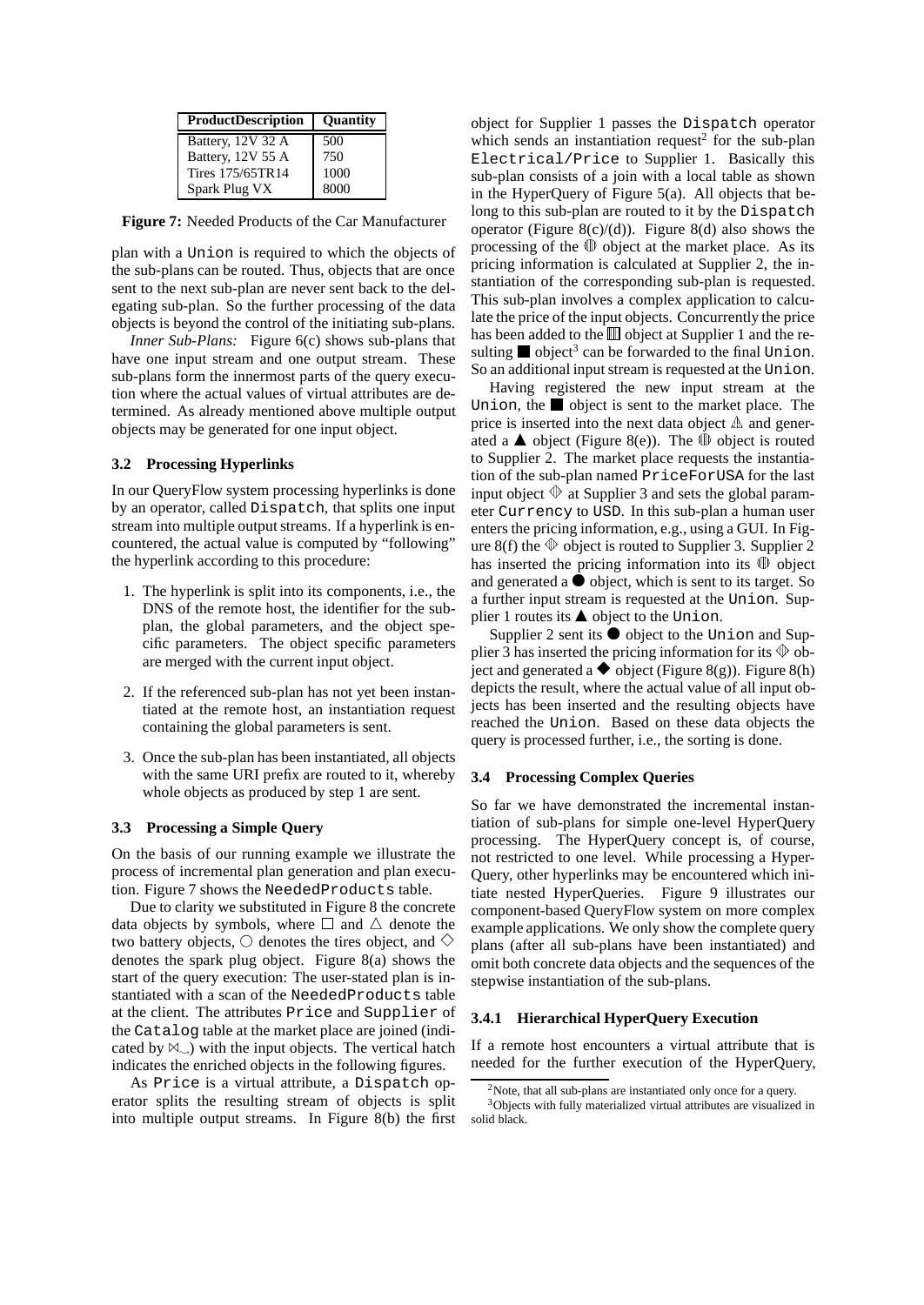| ProductDescription | Quantity |
|---|---|
| Battery, 12V 32 A | 500 |
| Battery, 12V 55 A | 750 |
| Tires 175/65TR14 | 1000 |
| Spark Plug VX | 8000 |

**Figure 7:** Needed Products of the Car Manufacturer

plan with a Union is required to which the objects of the sub-plans can be routed. Thus, objects that are once sent to the next sub-plan are never sent back to the delegating sub-plan. So the further processing of the data objects is beyond the control of the initiating sub-plans.

*Inner Sub-Plans:* Figure 6(c) shows sub-plans that have one input stream and one output stream. These sub-plans form the innermost parts of the query execution where the actual values of virtual attributes are determined. As already mentioned above multiple output objects may be generated for one input object.

### 3.2 Processing Hyperlinks

In our QueryFlow system processing hyperlinks is done by an operator, called Dispatch, that splits one input stream into multiple output streams. If a hyperlink is encountered, the actual value is computed by "following" the hyperlink according to this procedure:

1. The hyperlink is split into its components, i.e., the DNS of the remote host, the identifier for the sub-plan, the global parameters, and the object specific parameters. The object specific parameters are merged with the current input object.
2. If the referenced sub-plan has not yet been instantiated at the remote host, an instantiation request containing the global parameters is sent.
3. Once the sub-plan has been instantiated, all objects with the same URI prefix are routed to it, whereby whole objects as produced by step 1 are sent.

### 3.3 Processing a Simple Query

On the basis of our running example we illustrate the process of incremental plan generation and plan execution. Figure 7 shows the NeededProducts table.

Due to clarity we substituted in Figure 8 the concrete data objects by symbols, where $\square$ and $\triangle$ denote the two battery objects, $\bigcirc$ denotes the tires object, and $\diamondsuit$ denotes the spark plug object. Figure 8(a) shows the start of the query execution: The user-stated plan is instantiated with a scan of the NeededProducts table at the client. The attributes Price and Supplier of the Catalog table at the market place are joined (indicated by $\bowtie_{\smile}$) with the input objects. The vertical hatch indicates the enriched objects in the following figures.

As Price is a virtual attribute, a Dispatch operator splits the resulting stream of objects is split into multiple output streams. In Figure 8(b) the first object for Supplier 1 passes the Dispatch operator which sends an instantiation request[2] for the sub-plan Electrical/Price to Supplier 1. Basically this sub-plan consists of a join with a local table as shown in the HyperQuery of Figure 5(a). All objects that belong to this sub-plan are routed to it by the Dispatch operator (Figure 8(c)/(d)). Figure 8(d) also shows the processing of the ◯ object at the market place. As its pricing information is calculated at Supplier 2, the instantiation of the corresponding sub-plan is requested. This sub-plan involves a complex application to calculate the price of the input objects. Concurrently the price has been added to the □ object at Supplier 1 and the resulting ■ object[3] can be forwarded to the final Union. So an additional input stream is requested at the Union.

Having registered the new input stream at the Union, the ■ object is sent to the market place. The price is inserted into the next data object △ and generated a ▲ object (Figure 8(e)). The ◯ object is routed to Supplier 2. The market place requests the instantiation of the sub-plan named PriceForUSA for the last input object ◇ at Supplier 3 and sets the global parameter Currency to USD. In this sub-plan a human user enters the pricing information, e.g., using a GUI. In Figure 8(f) the ◇ object is routed to Supplier 3. Supplier 2 has inserted the pricing information into its ◯ object and generated a ● object, which is sent to its target. So a further input stream is requested at the Union. Supplier 1 routes its ▲ object to the Union.

Supplier 2 sent its ● object to the Union and Supplier 3 has inserted the pricing information for its ◇ object and generated a ◆ object (Figure 8(g)). Figure 8(h) depicts the result, where the actual value of all input objects has been inserted and the resulting objects have reached the Union. Based on these data objects the query is processed further, i.e., the sorting is done.

### 3.4 Processing Complex Queries

So far we have demonstrated the incremental instantiation of sub-plans for simple one-level HyperQuery processing. The HyperQuery concept is, of course, not restricted to one level. While processing a HyperQuery, other hyperlinks may be encountered which initiate nested HyperQueries. Figure 9 illustrates our component-based QueryFlow system on more complex example applications. We only show the complete query plans (after all sub-plans have been instantiated) and omit both concrete data objects and the sequences of the stepwise instantiation of the sub-plans.

#### 3.4.1 Hierarchical HyperQuery Execution

If a remote host encounters a virtual attribute that is needed for the further execution of the HyperQuery,

[2] Note, that all sub-plans are instantiated only once for a query.

[3] Objects with fully materialized virtual attributes are visualized in solid black.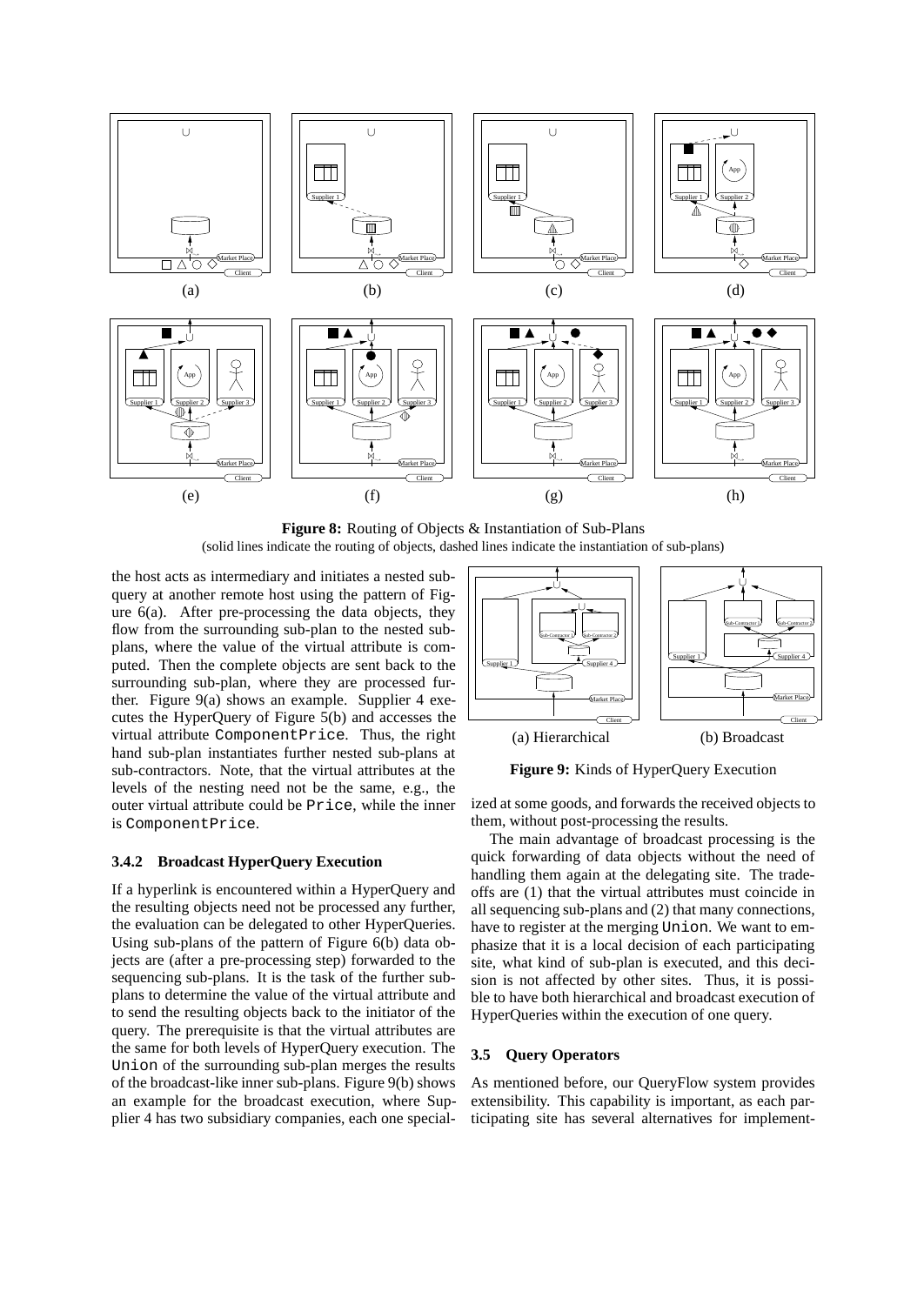**Figure 8:** Routing of Objects & Instantiation of Sub-Plans
(solid lines indicate the routing of objects, dashed lines indicate the instantiation of sub-plans)

the host acts as intermediary and initiates a nested subquery at another remote host using the pattern of Figure 6(a). After pre-processing the data objects, they flow from the surrounding sub-plan to the nested sub-plans, where the value of the virtual attribute is computed. Then the complete objects are sent back to the surrounding sub-plan, where they are processed further. Figure 9(a) shows an example. Supplier 4 executes the HyperQuery of Figure 5(b) and accesses the virtual attribute ComponentPrice. Thus, the right hand sub-plan instantiates further nested sub-plans at sub-contractors. Note, that the virtual attributes at the levels of the nesting need not be the same, e.g., the outer virtual attribute could be Price, while the inner is ComponentPrice.

#### 3.4.2 Broadcast HyperQuery Execution

If a hyperlink is encountered within a HyperQuery and the resulting objects need not be processed any further, the evaluation can be delegated to other HyperQueries. Using sub-plans of the pattern of Figure 6(b) data objects are (after a pre-processing step) forwarded to the sequencing sub-plans. It is the task of the further sub-plans to determine the value of the virtual attribute and to send the resulting objects back to the initiator of the query. The prerequisite is that the virtual attributes are the same for both levels of HyperQuery execution. The Union of the surrounding sub-plan merges the results of the broadcast-like inner sub-plans. Figure 9(b) shows an example for the broadcast execution, where Supplier 4 has two subsidiary companies, each one specialized at some goods, and forwards the received objects to them, without post-processing the results.

(a) Hierarchical (b) Broadcast

**Figure 9:** Kinds of HyperQuery Execution

The main advantage of broadcast processing is the quick forwarding of data objects without the need of handling them again at the delegating site. The tradeoffs are (1) that the virtual attributes must coincide in all sequencing sub-plans and (2) that many connections, have to register at the merging Union. We want to emphasize that it is a local decision of each participating site, what kind of sub-plan is executed, and this decision is not affected by other sites. Thus, it is possible to have both hierarchical and broadcast execution of HyperQueries within the execution of one query.

### 3.5 Query Operators

As mentioned before, our QueryFlow system provides extensibility. This capability is important, as each participating site has several alternatives for implement-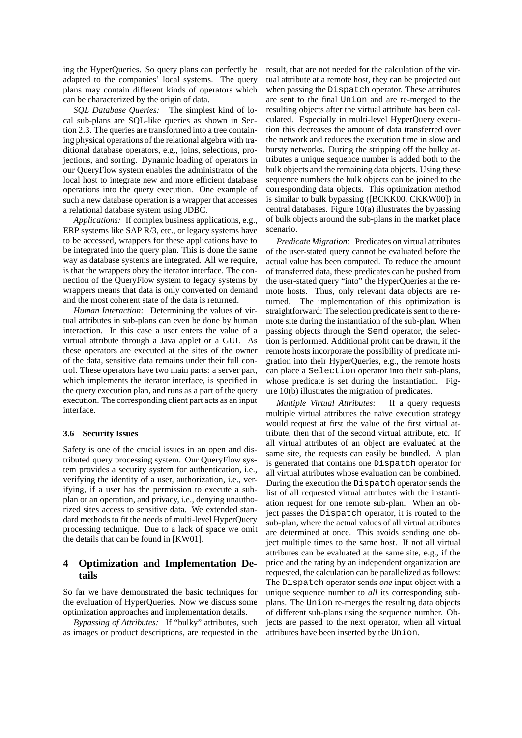ing the HyperQueries. So query plans can perfectly be adapted to the companies' local systems. The query plans may contain different kinds of operators which can be characterized by the origin of data.

*SQL Database Queries:* The simplest kind of local sub-plans are SQL-like queries as shown in Section 2.3. The queries are transformed into a tree containing physical operations of the relational algebra with traditional database operators, e.g., joins, selections, projections, and sorting. Dynamic loading of operators in our QueryFlow system enables the administrator of the local host to integrate new and more efficient database operations into the query execution. One example of such a new database operation is a wrapper that accesses a relational database system using JDBC.

*Applications:* If complex business applications, e.g., ERP systems like SAP R/3, etc., or legacy systems have to be accessed, wrappers for these applications have to be integrated into the query plan. This is done the same way as database systems are integrated. All we require, is that the wrappers obey the iterator interface. The connection of the QueryFlow system to legacy systems by wrappers means that data is only converted on demand and the most coherent state of the data is returned.

*Human Interaction:* Determining the values of virtual attributes in sub-plans can even be done by human interaction. In this case a user enters the value of a virtual attribute through a Java applet or a GUI. As these operators are executed at the sites of the owner of the data, sensitive data remains under their full control. These operators have two main parts: a server part, which implements the iterator interface, is specified in the query execution plan, and runs as a part of the query execution. The corresponding client part acts as an input interface.

### 3.6 Security Issues

Safety is one of the crucial issues in an open and distributed query processing system. Our QueryFlow system provides a security system for authentication, i.e., verifying the identity of a user, authorization, i.e., verifying, if a user has the permission to execute a sub-plan or an operation, and privacy, i.e., denying unauthorized sites access to sensitive data. We extended standard methods to fit the needs of multi-level HyperQuery processing technique. Due to a lack of space we omit the details that can be found in [KW01].

## 4 Optimization and Implementation Details

So far we have demonstrated the basic techniques for the evaluation of HyperQueries. Now we discuss some optimization approaches and implementation details.

*Bypassing of Attributes:* If "bulky" attributes, such as images or product descriptions, are requested in the result, that are not needed for the calculation of the virtual attribute at a remote host, they can be projected out when passing the `Dispatch` operator. These attributes are sent to the final `Union` and are re-merged to the resulting objects after the virtual attribute has been calculated. Especially in multi-level HyperQuery execution this decreases the amount of data transferred over the network and reduces the execution time in slow and bursty networks. During the stripping off the bulky attributes a unique sequence number is added both to the bulk objects and the remaining data objects. Using these sequence numbers the bulk objects can be joined to the corresponding data objects. This optimization method is similar to bulk bypassing ([BCKK00, CKKW00]) in central databases. Figure 10(a) illustrates the bypassing of bulk objects around the sub-plans in the market place scenario.

*Predicate Migration:* Predicates on virtual attributes of the user-stated query cannot be evaluated before the actual value has been computed. To reduce the amount of transferred data, these predicates can be pushed from the user-stated query "into" the HyperQueries at the remote hosts. Thus, only relevant data objects are returned. The implementation of this optimization is straightforward: The selection predicate is sent to the remote site during the instantiation of the sub-plan. When passing objects through the `Send` operator, the selection is performed. Additional profit can be drawn, if the remote hosts incorporate the possibility of predicate migration into their HyperQueries, e.g., the remote hosts can place a `Selection` operator into their sub-plans, whose predicate is set during the instantiation. Figure 10(b) illustrates the migration of predicates.

*Multiple Virtual Attributes:* If a query requests multiple virtual attributes the naïve execution strategy would request at first the value of the first virtual attribute, then that of the second virtual attribute, etc. If all virtual attributes of an object are evaluated at the same site, the requests can easily be bundled. A plan is generated that contains one `Dispatch` operator for all virtual attributes whose evaluation can be combined. During the execution the `Dispatch` operator sends the list of all requested virtual attributes with the instantiation request for one remote sub-plan. When an object passes the `Dispatch` operator, it is routed to the sub-plan, where the actual values of all virtual attributes are determined at once. This avoids sending one object multiple times to the same host. If not all virtual attributes can be evaluated at the same site, e.g., if the price and the rating by an independent organization are requested, the calculation can be parallelized as follows: The `Dispatch` operator sends *one* input object with a unique sequence number to *all* its corresponding sub-plans. The `Union` re-merges the resulting data objects of different sub-plans using the sequence number. Objects are passed to the next operator, when all virtual attributes have been inserted by the `Union`.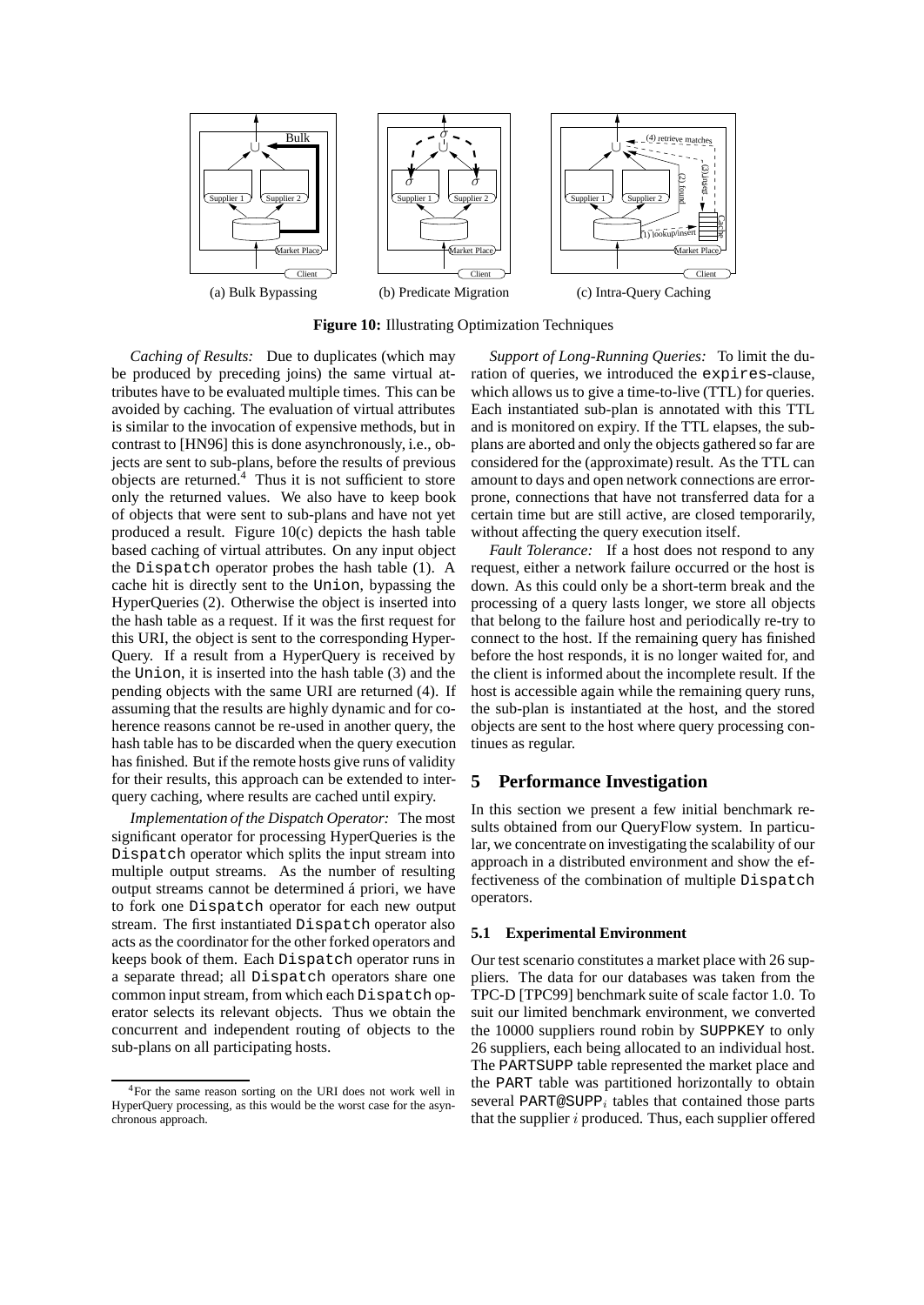(a) Bulk Bypassing (b) Predicate Migration (c) Intra-Query Caching

**Figure 10:** Illustrating Optimization Techniques

*Caching of Results:* Due to duplicates (which may be produced by preceding joins) the same virtual attributes have to be evaluated multiple times. This can be avoided by caching. The evaluation of virtual attributes is similar to the invocation of expensive methods, but in contrast to [HN96] this is done asynchronously, i.e., objects are sent to sub-plans, before the results of previous objects are returned.[4] Thus it is not sufficient to store only the returned values. We also have to keep book of objects that were sent to sub-plans and have not yet produced a result. Figure 10(c) depicts the hash table based caching of virtual attributes. On any input object the Dispatch operator probes the hash table (1). A cache hit is directly sent to the Union, bypassing the HyperQueries (2). Otherwise the object is inserted into the hash table as a request. If it was the first request for this URI, the object is sent to the corresponding HyperQuery. If a result from a HyperQuery is received by the Union, it is inserted into the hash table (3) and the pending objects with the same URI are returned (4). If assuming that the results are highly dynamic and for coherence reasons cannot be re-used in another query, the hash table has to be discarded when the query execution has finished. But if the remote hosts give runs of validity for their results, this approach can be extended to inter-query caching, where results are cached until expiry.

*Implementation of the Dispatch Operator:* The most significant operator for processing HyperQueries is the Dispatch operator which splits the input stream into multiple output streams. As the number of resulting output streams cannot be determined á priori, we have to fork one Dispatch operator for each new output stream. The first instantiated Dispatch operator also acts as the coordinator for the other forked operators and keeps book of them. Each Dispatch operator runs in a separate thread; all Dispatch operators share one common input stream, from which each Dispatch operator selects its relevant objects. Thus we obtain the concurrent and independent routing of objects to the sub-plans on all participating hosts.

[4] For the same reason sorting on the URI does not work well in HyperQuery processing, as this would be the worst case for the asynchronous approach.

*Support of Long-Running Queries:* To limit the duration of queries, we introduced the expires-clause, which allows us to give a time-to-live (TTL) for queries. Each instantiated sub-plan is annotated with this TTL and is monitored on expiry. If the TTL elapses, the sub-plans are aborted and only the objects gathered so far are considered for the (approximate) result. As the TTL can amount to days and open network connections are error-prone, connections that have not transferred data for a certain time but are still active, are closed temporarily, without affecting the query execution itself.

*Fault Tolerance:* If a host does not respond to any request, either a network failure occurred or the host is down. As this could only be a short-term break and the processing of a query lasts longer, we store all objects that belong to the failure host and periodically re-try to connect to the host. If the remaining query has finished before the host responds, it is no longer waited for, and the client is informed about the incomplete result. If the host is accessible again while the remaining query runs, the sub-plan is instantiated at the host, and the stored objects are sent to the host where query processing continues as regular.

## 5 Performance Investigation

In this section we present a few initial benchmark results obtained from our QueryFlow system. In particular, we concentrate on investigating the scalability of our approach in a distributed environment and show the effectiveness of the combination of multiple Dispatch operators.

### 5.1 Experimental Environment

Our test scenario constitutes a market place with 26 suppliers. The data for our databases was taken from the TPC-D [TPC99] benchmark suite of scale factor 1.0. To suit our limited benchmark environment, we converted the 10000 suppliers round robin by SUPPKEY to only 26 suppliers, each being allocated to an individual host. The PARTSUPP table represented the market place and the PART table was partitioned horizontally to obtain several PART@SUPP$_i$ tables that contained those parts that the supplier $i$ produced. Thus, each supplier offered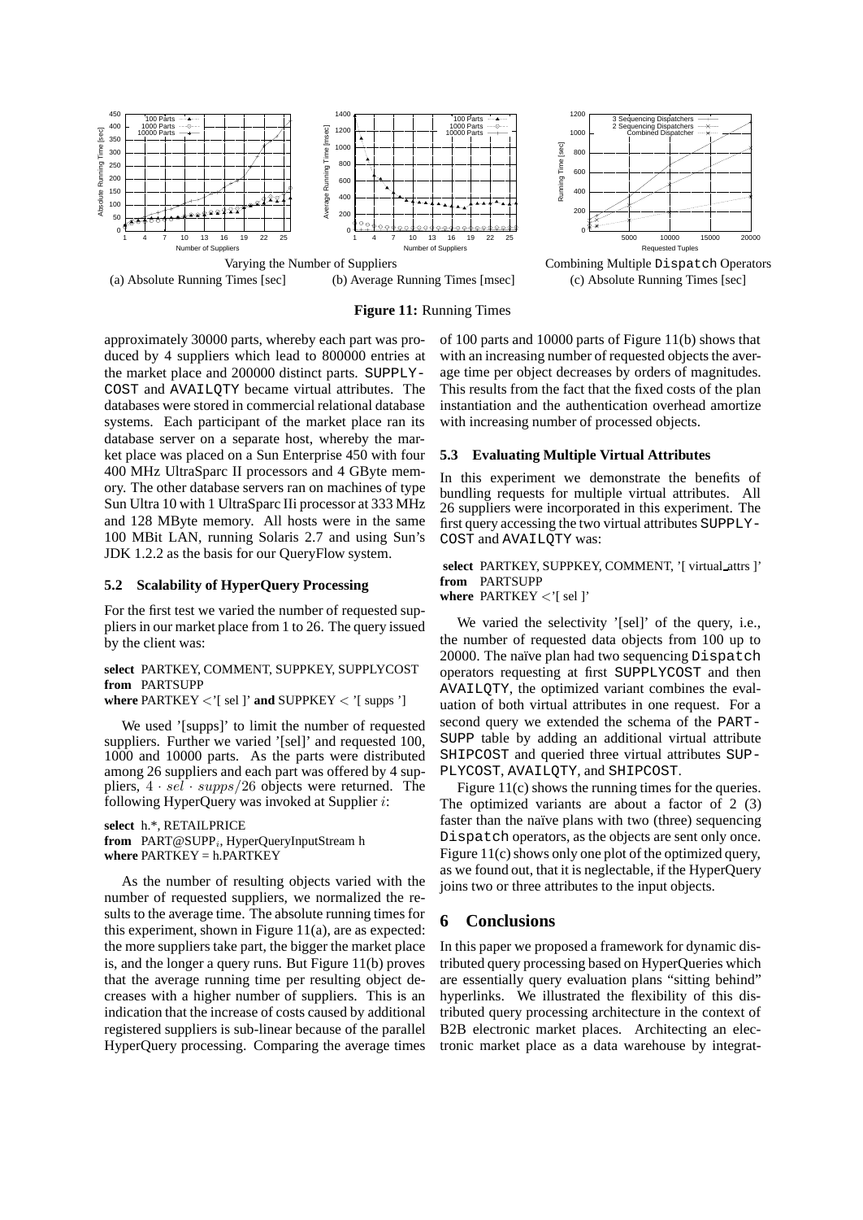Varying the Number of Suppliers

(a) Absolute Running Times [sec] (b) Average Running Times [msec]

Combining Multiple Dispatch Operators

(c) Absolute Running Times [sec]

**Figure 11:** Running Times

approximately 30000 parts, whereby each part was produced by 4 suppliers which lead to 800000 entries at the market place and 200000 distinct parts. SUPPLYCOST and AVAILQTY became virtual attributes. The databases were stored in commercial relational database systems. Each participant of the market place ran its database server on a separate host, whereby the market place was placed on a Sun Enterprise 450 with four 400 MHz UltraSparc II processors and 4 GByte memory. The other database servers ran on machines of type Sun Ultra 10 with 1 UltraSparc IIi processor at 333 MHz and 128 MByte memory. All hosts were in the same 100 MBit LAN, running Solaris 2.7 and using Sun's JDK 1.2.2 as the basis for our QueryFlow system.

### 5.2 Scalability of HyperQuery Processing

For the first test we varied the number of requested suppliers in our market place from 1 to 26. The query issued by the client was:

**select** PARTKEY, COMMENT, SUPPKEY, SUPPLYCOST
**from** PARTSUPP
**where** PARTKEY <'[ sel ]' **and** SUPPKEY < '[ supps ']

We used '[supps]' to limit the number of requested suppliers. Further we varied '[sel]' and requested 100, 1000 and 10000 parts. As the parts were distributed among 26 suppliers and each part was offered by 4 suppliers, $4 \cdot sel \cdot supps/26$ objects were returned. The following HyperQuery was invoked at Supplier $i$:

**select** h.*, RETAILPRICE
**from** PART@SUPP$_i$, HyperQueryInputStream h
**where** PARTKEY = h.PARTKEY

As the number of resulting objects varied with the number of requested suppliers, we normalized the results to the average time. The absolute running times for this experiment, shown in Figure 11(a), are as expected: the more suppliers take part, the bigger the market place is, and the longer a query runs. But Figure 11(b) proves that the average running time per resulting object decreases with a higher number of suppliers. This is an indication that the increase of costs caused by additional registered suppliers is sub-linear because of the parallel HyperQuery processing. Comparing the average times of 100 parts and 10000 parts of Figure 11(b) shows that with an increasing number of requested objects the average time per object decreases by orders of magnitudes. This results from the fact that the fixed costs of the plan instantiation and the authentication overhead amortize with increasing number of processed objects.

### 5.3 Evaluating Multiple Virtual Attributes

In this experiment we demonstrate the benefits of bundling requests for multiple virtual attributes. All 26 suppliers were incorporated in this experiment. The first query accessing the two virtual attributes SUPPLYCOST and AVAILQTY was:

**select** PARTKEY, SUPPKEY, COMMENT, '[ virtual_attrs ]'
**from** PARTSUPP
**where** PARTKEY <'[ sel ]'

We varied the selectivity '[sel]' of the query, i.e., the number of requested data objects from 100 up to 20000. The naïve plan had two sequencing Dispatch operators requesting at first SUPPLYCOST and then AVAILQTY, the optimized variant combines the evaluation of both virtual attributes in one request. For a second query we extended the schema of the PARTSUPP table by adding an additional virtual attribute SHIPCOST and queried three virtual attributes SUPPLYCOST, AVAILQTY, and SHIPCOST.

Figure 11(c) shows the running times for the queries. The optimized variants are about a factor of 2 (3) faster than the naïve plans with two (three) sequencing Dispatch operators, as the objects are sent only once. Figure 11(c) shows only one plot of the optimized query, as we found out, that it is neglectable, if the HyperQuery joins two or three attributes to the input objects.

## 6 Conclusions

In this paper we proposed a framework for dynamic distributed query processing based on HyperQueries which are essentially query evaluation plans "sitting behind" hyperlinks. We illustrated the flexibility of this distributed query processing architecture in the context of B2B electronic market places. Architecting an electronic market place as a data warehouse by integrat-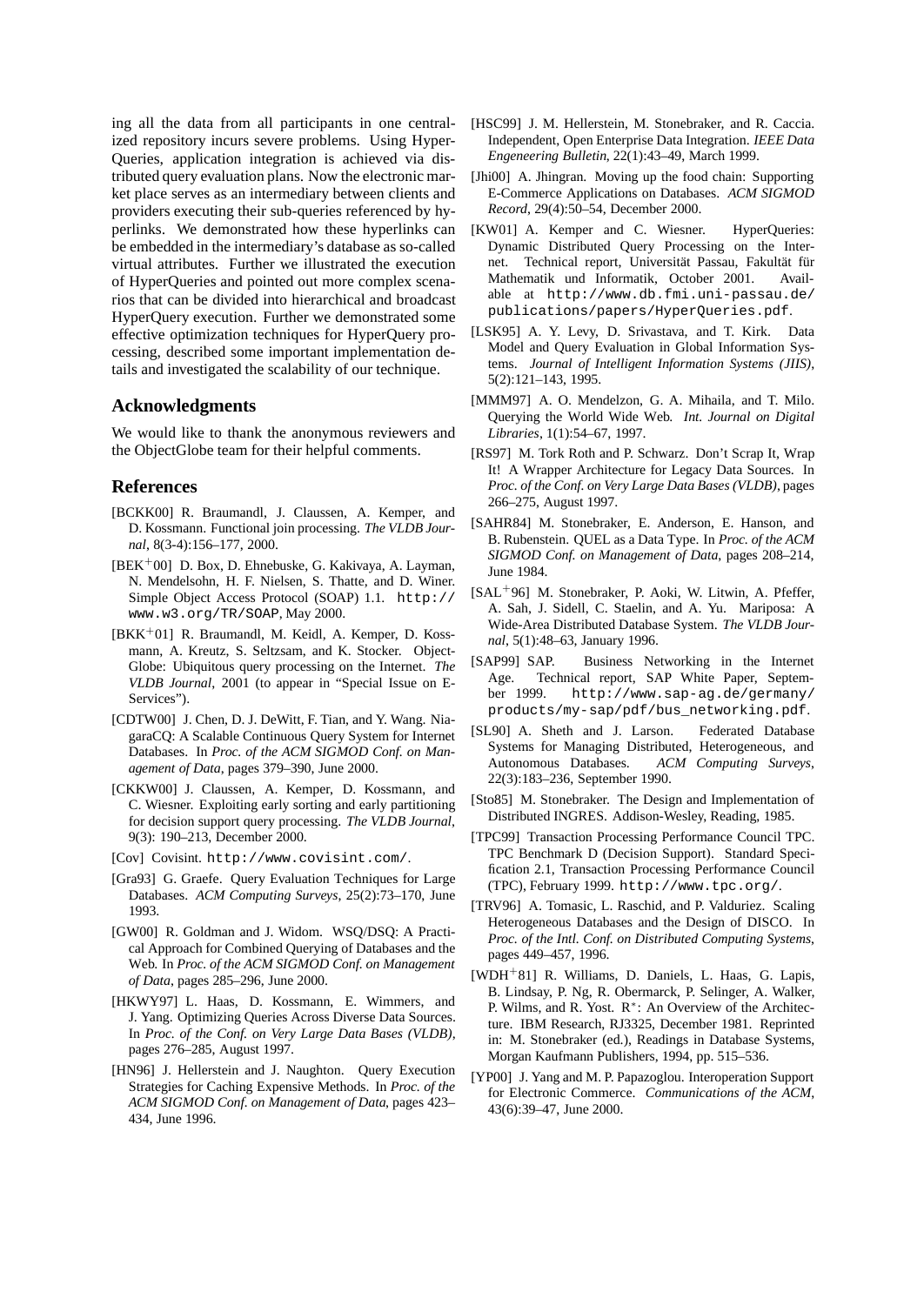ing all the data from all participants in one centralized repository incurs severe problems. Using HyperQueries, application integration is achieved via distributed query evaluation plans. Now the electronic market place serves as an intermediary between clients and providers executing their sub-queries referenced by hyperlinks. We demonstrated how these hyperlinks can be embedded in the intermediary's database as so-called virtual attributes. Further we illustrated the execution of HyperQueries and pointed out more complex scenarios that can be divided into hierarchical and broadcast HyperQuery execution. Further we demonstrated some effective optimization techniques for HyperQuery processing, described some important implementation details and investigated the scalability of our technique.

## Acknowledgments

We would like to thank the anonymous reviewers and the ObjectGlobe team for their helpful comments.

## References

[BCKK00] R. Braumandl, J. Claussen, A. Kemper, and D. Kossmann. Functional join processing. *The VLDB Journal*, 8(3-4):156–177, 2000.

[BEK+00] D. Box, D. Ehnebuske, G. Kakivaya, A. Layman, N. Mendelsohn, H. F. Nielsen, S. Thatte, and D. Winer. Simple Object Access Protocol (SOAP) 1.1. `http://www.w3.org/TR/SOAP`, May 2000.

[BKK+01] R. Braumandl, M. Keidl, A. Kemper, D. Kossmann, A. Kreutz, S. Seltzsam, and K. Stocker. ObjectGlobe: Ubiquitous query processing on the Internet. *The VLDB Journal*, 2001 (to appear in "Special Issue on E-Services").

[CDTW00] J. Chen, D. J. DeWitt, F. Tian, and Y. Wang. NiagaraCQ: A Scalable Continuous Query System for Internet Databases. In *Proc. of the ACM SIGMOD Conf. on Management of Data*, pages 379–390, June 2000.

[CKKW00] J. Claussen, A. Kemper, D. Kossmann, and C. Wiesner. Exploiting early sorting and early partitioning for decision support query processing. *The VLDB Journal*, 9(3): 190–213, December 2000.

[Cov] Covisint. `http://www.covisint.com/`.

[Gra93] G. Graefe. Query Evaluation Techniques for Large Databases. *ACM Computing Surveys*, 25(2):73–170, June 1993.

[GW00] R. Goldman and J. Widom. WSQ/DSQ: A Practical Approach for Combined Querying of Databases and the Web. In *Proc. of the ACM SIGMOD Conf. on Management of Data*, pages 285–296, June 2000.

[HKWY97] L. Haas, D. Kossmann, E. Wimmers, and J. Yang. Optimizing Queries Across Diverse Data Sources. In *Proc. of the Conf. on Very Large Data Bases (VLDB)*, pages 276–285, August 1997.

[HN96] J. Hellerstein and J. Naughton. Query Execution Strategies for Caching Expensive Methods. In *Proc. of the ACM SIGMOD Conf. on Management of Data*, pages 423–434, June 1996.

[HSC99] J. M. Hellerstein, M. Stonebraker, and R. Caccia. Independent, Open Enterprise Data Integration. *IEEE Data Engeneering Bulletin*, 22(1):43–49, March 1999.

[Jhi00] A. Jhingran. Moving up the food chain: Supporting E-Commerce Applications on Databases. *ACM SIGMOD Record*, 29(4):50–54, December 2000.

[KW01] A. Kemper and C. Wiesner. HyperQueries: Dynamic Distributed Query Processing on the Internet. Technical report, Universität Passau, Fakultät für Mathematik und Informatik, October 2001. Available at `http://www.db.fmi.uni-passau.de/publications/papers/HyperQueries.pdf`.

[LSK95] A. Y. Levy, D. Srivastava, and T. Kirk. Data Model and Query Evaluation in Global Information Systems. *Journal of Intelligent Information Systems (JIIS)*, 5(2):121–143, 1995.

[MMM97] A. O. Mendelzon, G. A. Mihaila, and T. Milo. Querying the World Wide Web. *Int. Journal on Digital Libraries*, 1(1):54–67, 1997.

[RS97] M. Tork Roth and P. Schwarz. Don't Scrap It, Wrap It! A Wrapper Architecture for Legacy Data Sources. In *Proc. of the Conf. on Very Large Data Bases (VLDB)*, pages 266–275, August 1997.

[SAHR84] M. Stonebraker, E. Anderson, E. Hanson, and B. Rubenstein. QUEL as a Data Type. In *Proc. of the ACM SIGMOD Conf. on Management of Data*, pages 208–214, June 1984.

[SAL+96] M. Stonebraker, P. Aoki, W. Litwin, A. Pfeffer, A. Sah, J. Sidell, C. Staelin, and A. Yu. Mariposa: A Wide-Area Distributed Database System. *The VLDB Journal*, 5(1):48–63, January 1996.

[SAP99] SAP. Business Networking in the Internet Age. Technical report, SAP White Paper, September 1999. `http://www.sap-ag.de/germany/products/my-sap/pdf/bus_networking.pdf`.

[SL90] A. Sheth and J. Larson. Federated Database Systems for Managing Distributed, Heterogeneous, and Autonomous Databases. *ACM Computing Surveys*, 22(3):183–236, September 1990.

[Sto85] M. Stonebraker. The Design and Implementation of Distributed INGRES. Addison-Wesley, Reading, 1985.

[TPC99] Transaction Processing Performance Council TPC. TPC Benchmark D (Decision Support). Standard Specification 2.1, Transaction Processing Performance Council (TPC), February 1999. `http://www.tpc.org/`.

[TRV96] A. Tomasic, L. Raschid, and P. Valduriez. Scaling Heterogeneous Databases and the Design of DISCO. In *Proc. of the Intl. Conf. on Distributed Computing Systems*, pages 449–457, 1996.

[WDH+81] R. Williams, D. Daniels, L. Haas, G. Lapis, B. Lindsay, P. Ng, R. Obermarck, P. Selinger, A. Walker, P. Wilms, and R. Yost. R*: An Overview of the Architecture. IBM Research, RJ3325, December 1981. Reprinted in: M. Stonebraker (ed.), Readings in Database Systems, Morgan Kaufmann Publishers, 1994, pp. 515–536.

[YP00] J. Yang and M. P. Papazoglou. Interoperation Support for Electronic Commerce. *Communications of the ACM*, 43(6):39–47, June 2000.